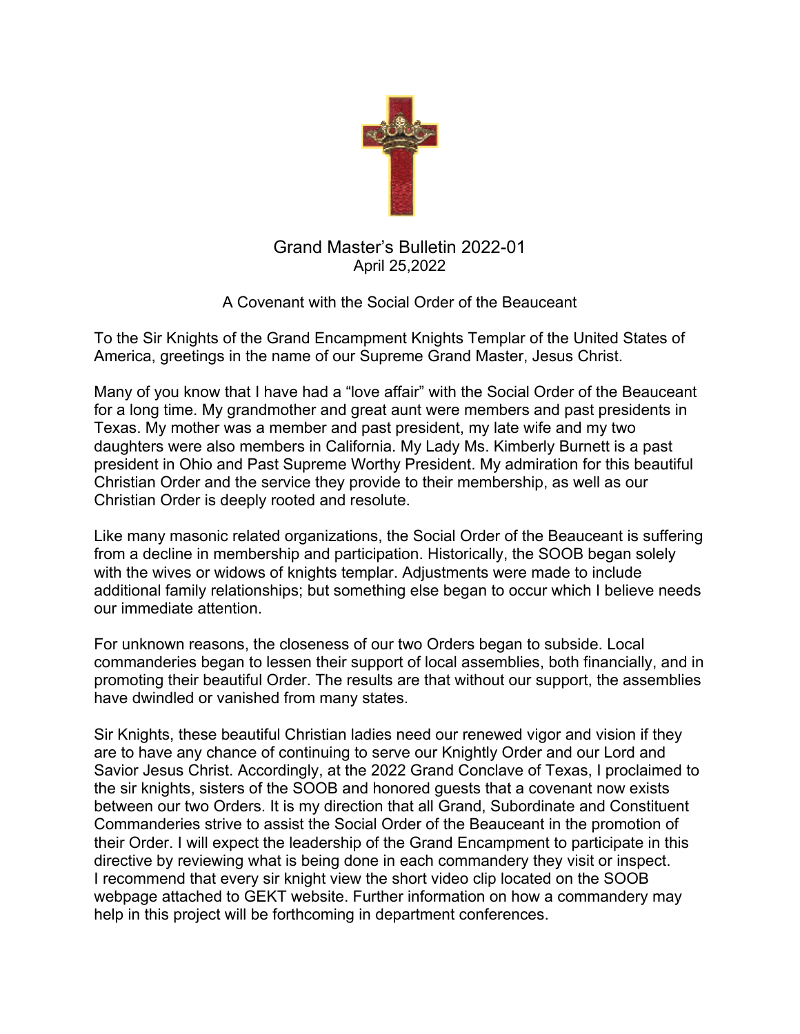# Grand Master's Bulletin 2022-01

April 25,2022

## A Covenant with the Social Order of the Beauceant

To the Sir Knights of the Grand Encampment Knights Templar of the United States of America, greetings in the name of our Supreme Grand Master, Jesus Christ.

Many of you know that I have had a "love affair" with the Social Order of the Beauceant for a long time. My grandmother and great aunt were members and past presidents in Texas. My mother was a member and past president, my late wife and my two daughters were also members in California. My Lady Ms. Kimberly Burnett is a past president in Ohio and Past Supreme Worthy President. My admiration for this beautiful Christian Order and the service they provide to their membership, as well as our Christian Order is deeply rooted and resolute.

Like many masonic related organizations, the Social Order of the Beauceant is suffering from a decline in membership and participation. Historically, the SOOB began solely with the wives or widows of knights templar. Adjustments were made to include additional family relationships; but something else began to occur which I believe needs our immediate attention.

For unknown reasons, the closeness of our two Orders began to subside. Local commanderies began to lessen their support of local assemblies, both financially, and in promoting their beautiful Order. The results are that without our support, the assemblies have dwindled or vanished from many states.

Sir Knights, these beautiful Christian ladies need our renewed vigor and vision if they are to have any chance of continuing to serve our Knightly Order and our Lord and Savior Jesus Christ. Accordingly, at the 2022 Grand Conclave of Texas, I proclaimed to the sir knights, sisters of the SOOB and honored guests that a covenant now exists between our two Orders. It is my direction that all Grand, Subordinate and Constituent Commanderies strive to assist the Social Order of the Beauceant in the promotion of their Order. I will expect the leadership of the Grand Encampment to participate in this directive by reviewing what is being done in each commandery they visit or inspect. I recommend that every sir knight view the short video clip located on the SOOB webpage attached to GEKT website. Further information on how a commandery may help in this project will be forthcoming in department conferences.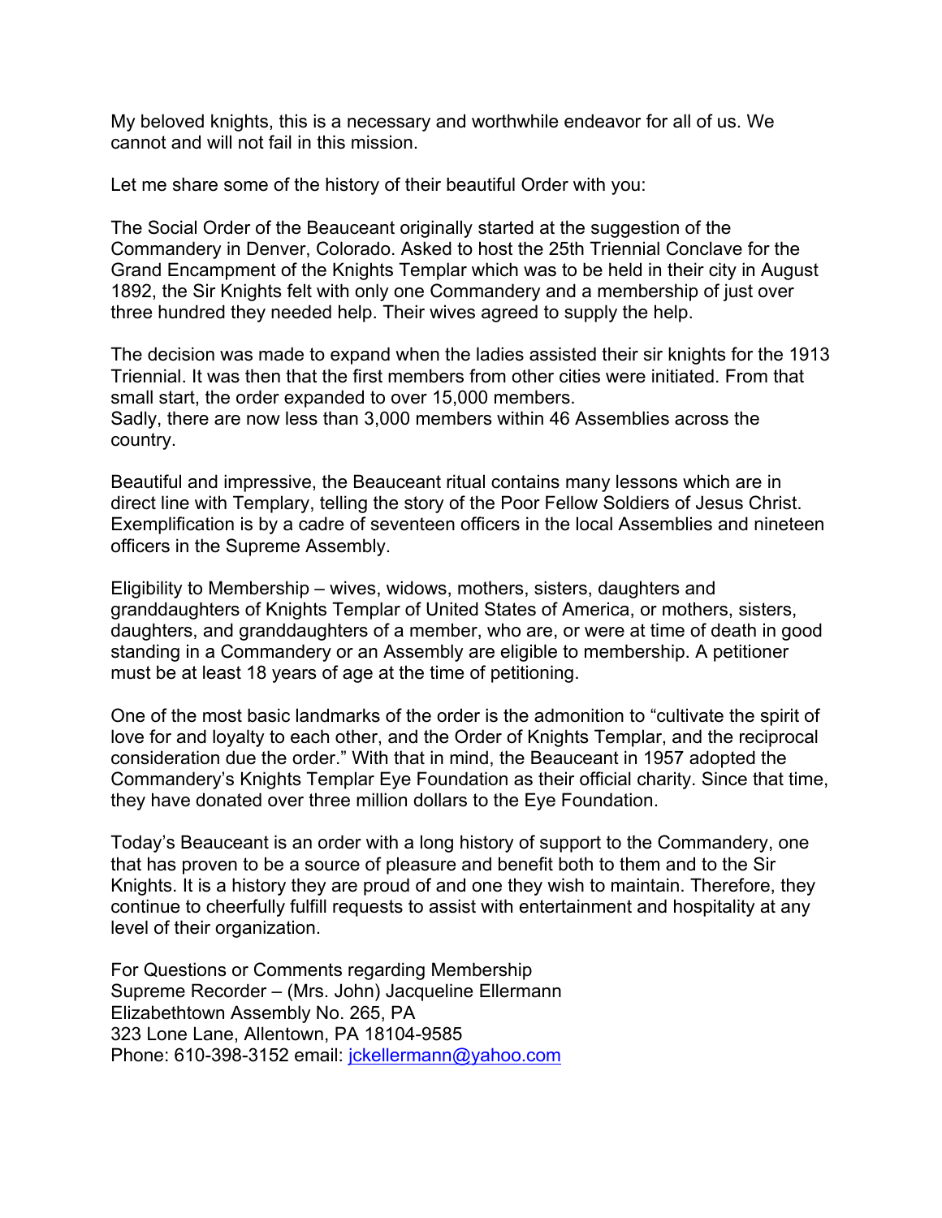My beloved knights, this is a necessary and worthwhile endeavor for all of us. We cannot and will not fail in this mission.

Let me share some of the history of their beautiful Order with you:

The Social Order of the Beauceant originally started at the suggestion of the Commandery in Denver, Colorado. Asked to host the 25th Triennial Conclave for the Grand Encampment of the Knights Templar which was to be held in their city in August 1892, the Sir Knights felt with only one Commandery and a membership of just over three hundred they needed help. Their wives agreed to supply the help.

The decision was made to expand when the ladies assisted their sir knights for the 1913 Triennial. It was then that the first members from other cities were initiated. From that small start, the order expanded to over 15,000 members.
Sadly, there are now less than 3,000 members within 46 Assemblies across the country.

Beautiful and impressive, the Beauceant ritual contains many lessons which are in direct line with Templary, telling the story of the Poor Fellow Soldiers of Jesus Christ. Exemplification is by a cadre of seventeen officers in the local Assemblies and nineteen officers in the Supreme Assembly.

Eligibility to Membership – wives, widows, mothers, sisters, daughters and granddaughters of Knights Templar of United States of America, or mothers, sisters, daughters, and granddaughters of a member, who are, or were at time of death in good standing in a Commandery or an Assembly are eligible to membership. A petitioner must be at least 18 years of age at the time of petitioning.

One of the most basic landmarks of the order is the admonition to "cultivate the spirit of love for and loyalty to each other, and the Order of Knights Templar, and the reciprocal consideration due the order." With that in mind, the Beauceant in 1957 adopted the Commandery's Knights Templar Eye Foundation as their official charity. Since that time, they have donated over three million dollars to the Eye Foundation.

Today's Beauceant is an order with a long history of support to the Commandery, one that has proven to be a source of pleasure and benefit both to them and to the Sir Knights. It is a history they are proud of and one they wish to maintain. Therefore, they continue to cheerfully fulfill requests to assist with entertainment and hospitality at any level of their organization.

For Questions or Comments regarding Membership
Supreme Recorder – (Mrs. John) Jacqueline Ellermann
Elizabethtown Assembly No. 265, PA
323 Lone Lane, Allentown, PA 18104-9585
Phone: 610-398-3152 email: jckellermann@yahoo.com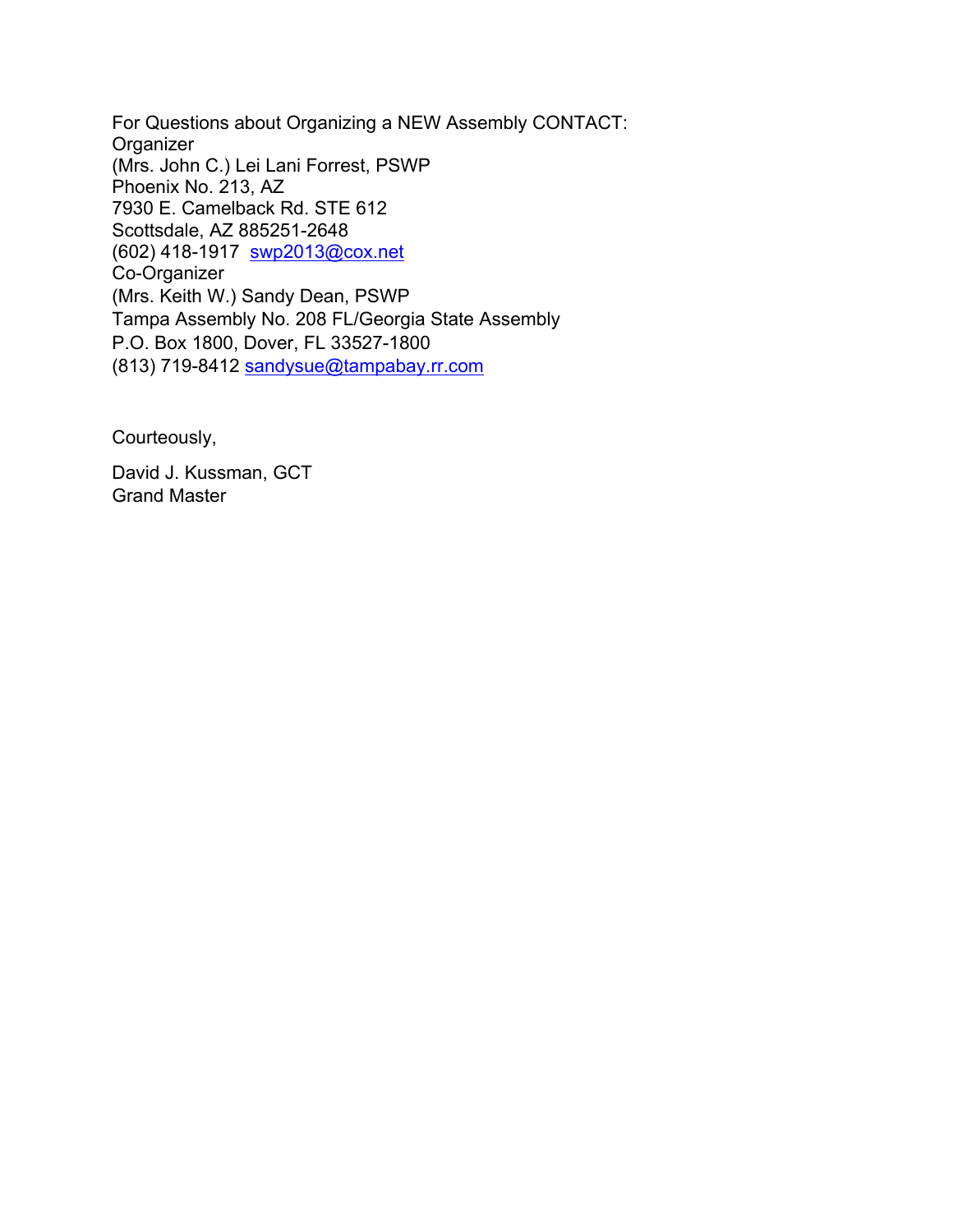For Questions about Organizing a NEW Assembly CONTACT:
Organizer
(Mrs. John C.) Lei Lani Forrest, PSWP
Phoenix No. 213, AZ
7930 E. Camelback Rd. STE 612
Scottsdale, AZ 885251-2648
(602) 418-1917 swp2013@cox.net
Co-Organizer
(Mrs. Keith W.) Sandy Dean, PSWP
Tampa Assembly No. 208 FL/Georgia State Assembly
P.O. Box 1800, Dover, FL 33527-1800
(813) 719-8412 sandysue@tampabay.rr.com

Courteously,

David J. Kussman, GCT
Grand Master